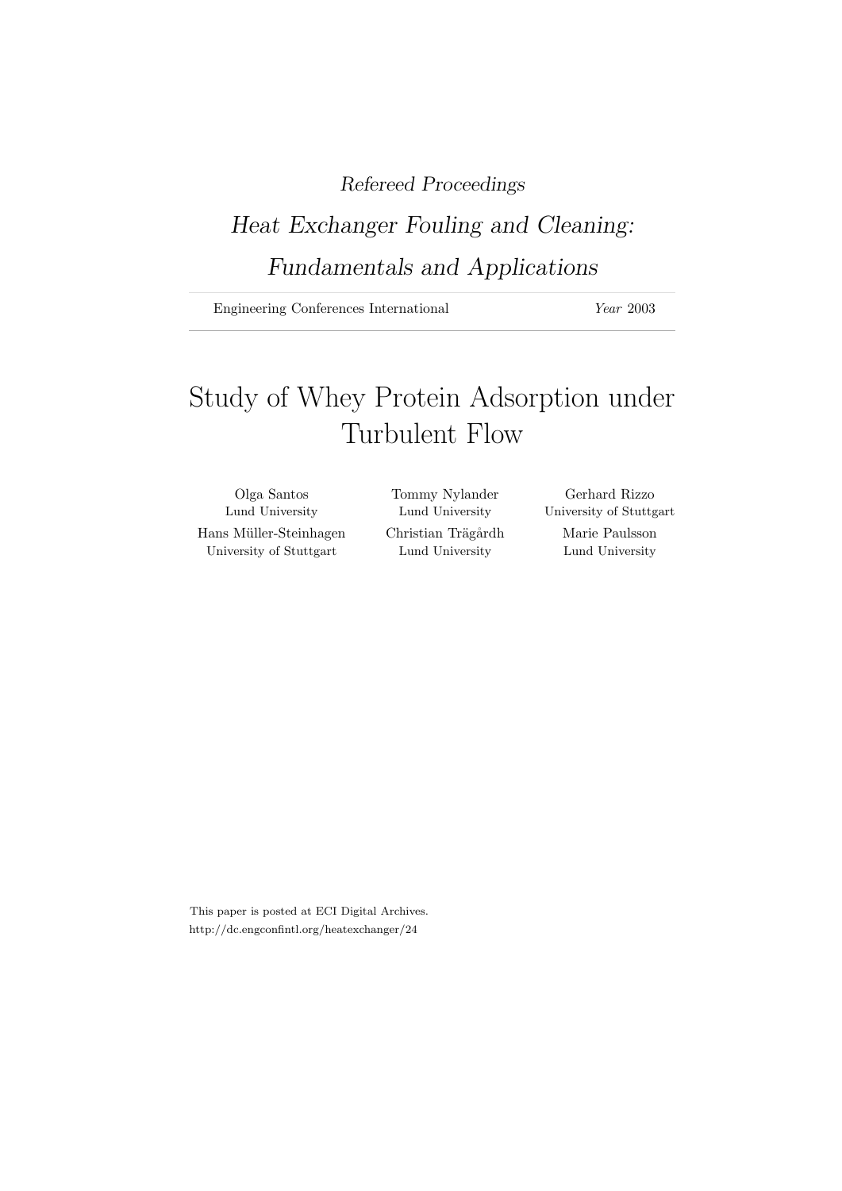*Refereed Proceedings*

*Heat Exchanger Fouling and Cleaning: Fundamentals and Applications*

Engineering Conferences International — *Year* 2003

# Study of Whey Protein Adsorption under Turbulent Flow

Olga Santos
Lund University

Tommy Nylander
Lund University

Gerhard Rizzo
University of Stuttgart

Hans Müller-Steinhagen
University of Stuttgart

Christian Trägårdh
Lund University

Marie Paulsson
Lund University

This paper is posted at ECI Digital Archives.
http://dc.engconfintl.org/heatexchanger/24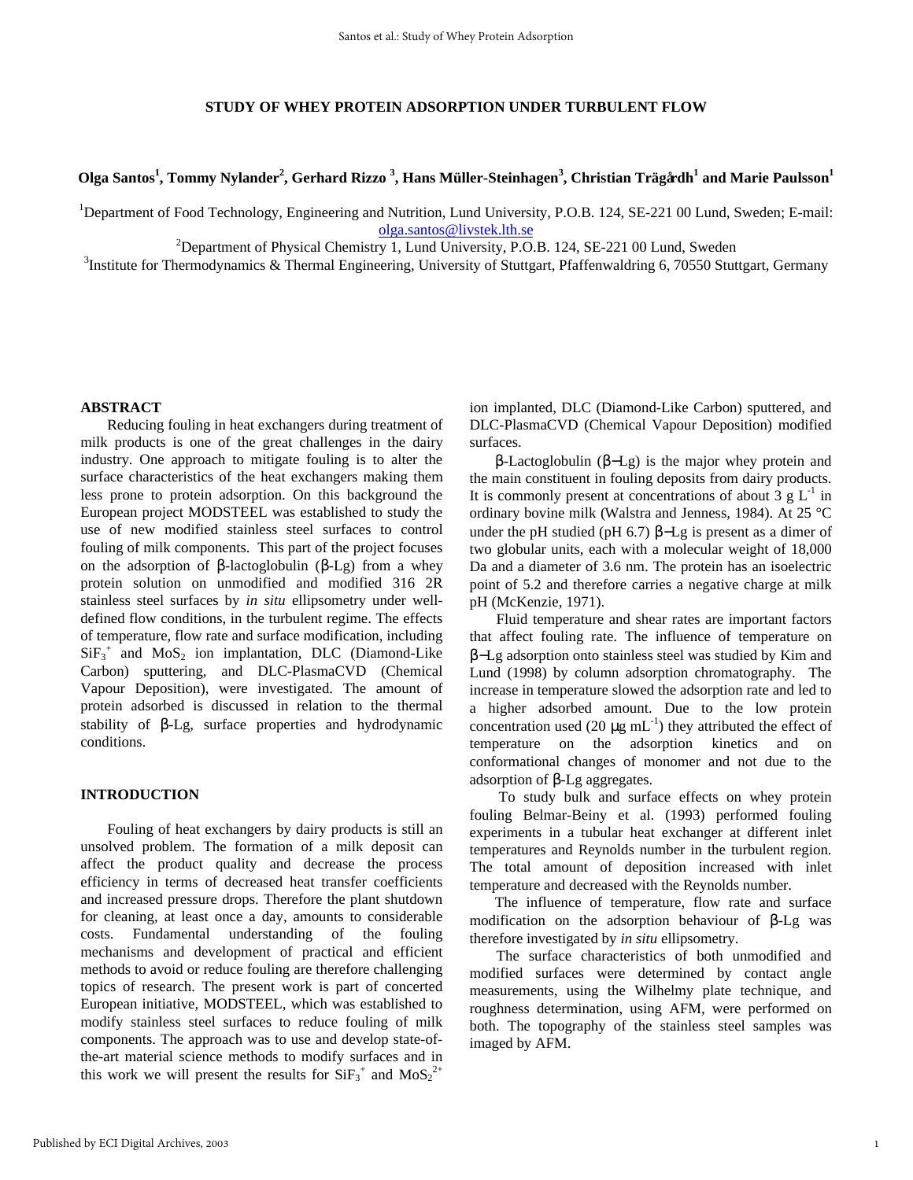# STUDY OF WHEY PROTEIN ADSORPTION UNDER TURBULENT FLOW

**Olga Santos[1], Tommy Nylander[2], Gerhard Rizzo [3], Hans Müller-Steinhagen[3], Christian Trägårdh[1] and Marie Paulsson[1]**

[1]Department of Food Technology, Engineering and Nutrition, Lund University, P.O.B. 124, SE-221 00 Lund, Sweden; E-mail: olga.santos@livstek.lth.se

[2]Department of Physical Chemistry 1, Lund University, P.O.B. 124, SE-221 00 Lund, Sweden

[3]Institute for Thermodynamics & Thermal Engineering, University of Stuttgart, Pfaffenwaldring 6, 70550 Stuttgart, Germany

## ABSTRACT

Reducing fouling in heat exchangers during treatment of milk products is one of the great challenges in the dairy industry. One approach to mitigate fouling is to alter the surface characteristics of the heat exchangers making them less prone to protein adsorption. On this background the European project MODSTEEL was established to study the use of new modified stainless steel surfaces to control fouling of milk components. This part of the project focuses on the adsorption of β-lactoglobulin (β-Lg) from a whey protein solution on unmodified and modified 316 2R stainless steel surfaces by *in situ* ellipsometry under well-defined flow conditions, in the turbulent regime. The effects of temperature, flow rate and surface modification, including $SiF_3^+$ and $MoS_2$ ion implantation, DLC (Diamond-Like Carbon) sputtering, and DLC-PlasmaCVD (Chemical Vapour Deposition), were investigated. The amount of protein adsorbed is discussed in relation to the thermal stability of β-Lg, surface properties and hydrodynamic conditions.

## INTRODUCTION

Fouling of heat exchangers by dairy products is still an unsolved problem. The formation of a milk deposit can affect the product quality and decrease the process efficiency in terms of decreased heat transfer coefficients and increased pressure drops. Therefore the plant shutdown for cleaning, at least once a day, amounts to considerable costs. Fundamental understanding of the fouling mechanisms and development of practical and efficient methods to avoid or reduce fouling are therefore challenging topics of research. The present work is part of concerted European initiative, MODSTEEL, which was established to modify stainless steel surfaces to reduce fouling of milk components. The approach was to use and develop state-of-the-art material science methods to modify surfaces and in this work we will present the results for $SiF_3^+$ and $MoS_2^{2+}$ ion implanted, DLC (Diamond-Like Carbon) sputtered, and DLC-PlasmaCVD (Chemical Vapour Deposition) modified surfaces.

β-Lactoglobulin (β−Lg) is the major whey protein and the main constituent in fouling deposits from dairy products. It is commonly present at concentrations of about 3 g $L^{-1}$ in ordinary bovine milk (Walstra and Jenness, 1984). At 25 °C under the pH studied (pH 6.7) β−Lg is present as a dimer of two globular units, each with a molecular weight of 18,000 Da and a diameter of 3.6 nm. The protein has an isoelectric point of 5.2 and therefore carries a negative charge at milk pH (McKenzie, 1971).

Fluid temperature and shear rates are important factors that affect fouling rate. The influence of temperature on β−Lg adsorption onto stainless steel was studied by Kim and Lund (1998) by column adsorption chromatography. The increase in temperature slowed the adsorption rate and led to a higher adsorbed amount. Due to the low protein concentration used (20 μg $mL^{-1}$) they attributed the effect of temperature on the adsorption kinetics and on conformational changes of monomer and not due to the adsorption of β-Lg aggregates.

To study bulk and surface effects on whey protein fouling Belmar-Beiny et al. (1993) performed fouling experiments in a tubular heat exchanger at different inlet temperatures and Reynolds number in the turbulent region. The total amount of deposition increased with inlet temperature and decreased with the Reynolds number.

The influence of temperature, flow rate and surface modification on the adsorption behaviour of β-Lg was therefore investigated by *in situ* ellipsometry.

The surface characteristics of both unmodified and modified surfaces were determined by contact angle measurements, using the Wilhelmy plate technique, and roughness determination, using AFM, were performed on both. The topography of the stainless steel samples was imaged by AFM.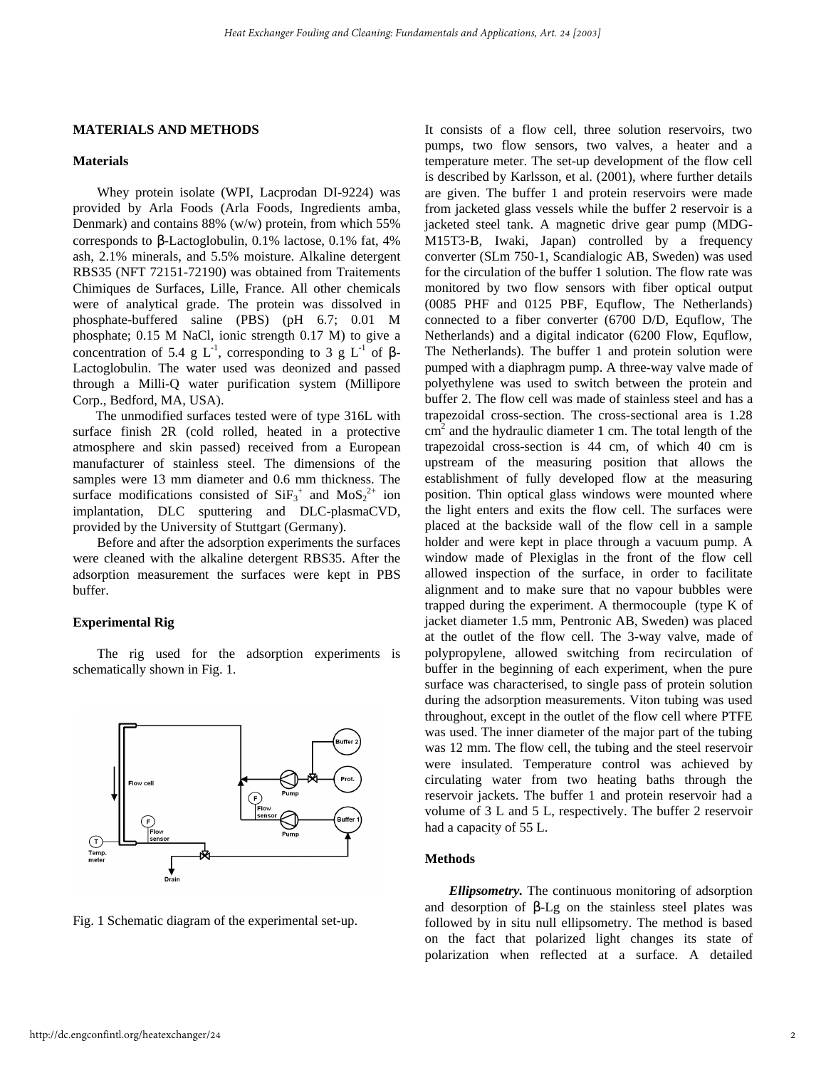## MATERIALS AND METHODS

### Materials

Whey protein isolate (WPI, Lacprodan DI-9224) was provided by Arla Foods (Arla Foods, Ingredients amba, Denmark) and contains 88% (w/w) protein, from which 55% corresponds to β-Lactoglobulin, 0.1% lactose, 0.1% fat, 4% ash, 2.1% minerals, and 5.5% moisture. Alkaline detergent RBS35 (NFT 72151-72190) was obtained from Traitements Chimiques de Surfaces, Lille, France. All other chemicals were of analytical grade. The protein was dissolved in phosphate-buffered saline (PBS) (pH 6.7; 0.01 M phosphate; 0.15 M NaCl, ionic strength 0.17 M) to give a concentration of 5.4 g $L^{-1}$, corresponding to 3 g $L^{-1}$ of β-Lactoglobulin. The water used was deonized and passed through a Milli-Q water purification system (Millipore Corp., Bedford, MA, USA).

The unmodified surfaces tested were of type 316L with surface finish 2R (cold rolled, heated in a protective atmosphere and skin passed) received from a European manufacturer of stainless steel. The dimensions of the samples were 13 mm diameter and 0.6 mm thickness. The surface modifications consisted of $SiF_3^+$ and $MoS_2^{2+}$ ion implantation, DLC sputtering and DLC-plasmaCVD, provided by the University of Stuttgart (Germany).

Before and after the adsorption experiments the surfaces were cleaned with the alkaline detergent RBS35. After the adsorption measurement the surfaces were kept in PBS buffer.

### Experimental Rig

The rig used for the adsorption experiments is schematically shown in Fig. 1.

Fig. 1 Schematic diagram of the experimental set-up.

It consists of a flow cell, three solution reservoirs, two pumps, two flow sensors, two valves, a heater and a temperature meter. The set-up development of the flow cell is described by Karlsson, et al. (2001), where further details are given. The buffer 1 and protein reservoirs were made from jacketed glass vessels while the buffer 2 reservoir is a jacketed steel tank. A magnetic drive gear pump (MDG-M15T3-B, Iwaki, Japan) controlled by a frequency converter (SLm 750-1, Scandialogic AB, Sweden) was used for the circulation of the buffer 1 solution. The flow rate was monitored by two flow sensors with fiber optical output (0085 PHF and 0125 PBF, Equflow, The Netherlands) connected to a fiber converter (6700 D/D, Equflow, The Netherlands) and a digital indicator (6200 Flow, Equflow, The Netherlands). The buffer 1 and protein solution were pumped with a diaphragm pump. A three-way valve made of polyethylene was used to switch between the protein and buffer 2. The flow cell was made of stainless steel and has a trapezoidal cross-section. The cross-sectional area is 1.28 $cm^2$ and the hydraulic diameter 1 cm. The total length of the trapezoidal cross-section is 44 cm, of which 40 cm is upstream of the measuring position that allows the establishment of fully developed flow at the measuring position. Thin optical glass windows were mounted where the light enters and exits the flow cell. The surfaces were placed at the backside wall of the flow cell in a sample holder and were kept in place through a vacuum pump. A window made of Plexiglas in the front of the flow cell allowed inspection of the surface, in order to facilitate alignment and to make sure that no vapour bubbles were trapped during the experiment. A thermocouple (type K of jacket diameter 1.5 mm, Pentronic AB, Sweden) was placed at the outlet of the flow cell. The 3-way valve, made of polypropylene, allowed switching from recirculation of buffer in the beginning of each experiment, when the pure surface was characterised, to single pass of protein solution during the adsorption measurements. Viton tubing was used throughout, except in the outlet of the flow cell where PTFE was used. The inner diameter of the major part of the tubing was 12 mm. The flow cell, the tubing and the steel reservoir were insulated. Temperature control was achieved by circulating water from two heating baths through the reservoir jackets. The buffer 1 and protein reservoir had a volume of 3 L and 5 L, respectively. The buffer 2 reservoir had a capacity of 55 L.

### Methods

***Ellipsometry.*** The continuous monitoring of adsorption and desorption of β-Lg on the stainless steel plates was followed by in situ null ellipsometry. The method is based on the fact that polarized light changes its state of polarization when reflected at a surface. A detailed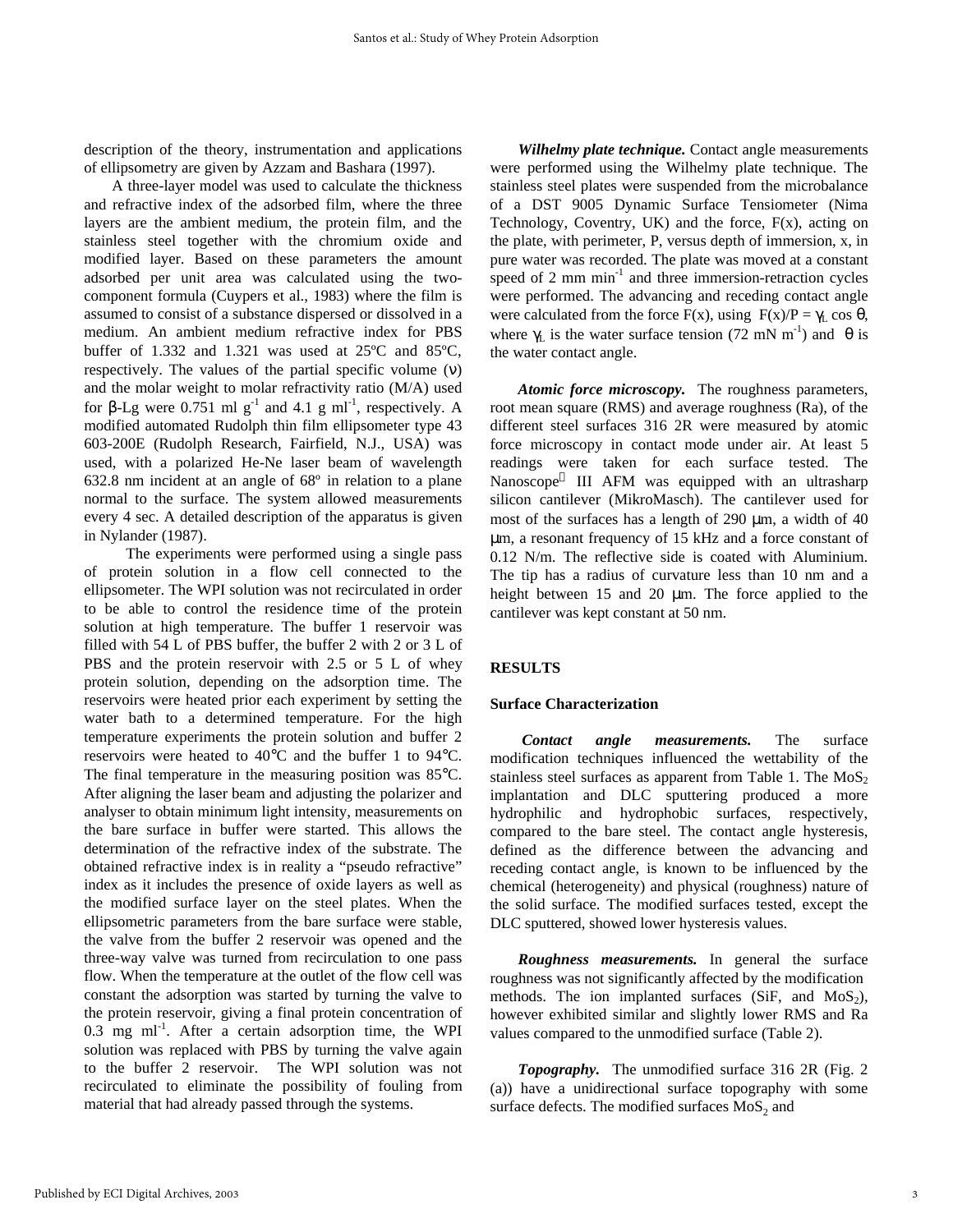description of the theory, instrumentation and applications of ellipsometry are given by Azzam and Bashara (1997).

A three-layer model was used to calculate the thickness and refractive index of the adsorbed film, where the three layers are the ambient medium, the protein film, and the stainless steel together with the chromium oxide and modified layer. Based on these parameters the amount adsorbed per unit area was calculated using the two-component formula (Cuypers et al., 1983) where the film is assumed to consist of a substance dispersed or dissolved in a medium. An ambient medium refractive index for PBS buffer of 1.332 and 1.321 was used at 25ºC and 85ºC, respectively. The values of the partial specific volume ($\nu$) and the molar weight to molar refractivity ratio (M/A) used for $\beta$-Lg were 0.751 ml $g^{-1}$ and 4.1 g $ml^{-1}$, respectively. A modified automated Rudolph thin film ellipsometer type 43 603-200E (Rudolph Research, Fairfield, N.J., USA) was used, with a polarized He-Ne laser beam of wavelength 632.8 nm incident at an angle of 68º in relation to a plane normal to the surface. The system allowed measurements every 4 sec. A detailed description of the apparatus is given in Nylander (1987).

The experiments were performed using a single pass of protein solution in a flow cell connected to the ellipsometer. The WPI solution was not recirculated in order to be able to control the residence time of the protein solution at high temperature. The buffer 1 reservoir was filled with 54 L of PBS buffer, the buffer 2 with 2 or 3 L of PBS and the protein reservoir with 2.5 or 5 L of whey protein solution, depending on the adsorption time. The reservoirs were heated prior each experiment by setting the water bath to a determined temperature. For the high temperature experiments the protein solution and buffer 2 reservoirs were heated to 40°C and the buffer 1 to 94°C. The final temperature in the measuring position was 85°C. After aligning the laser beam and adjusting the polarizer and analyser to obtain minimum light intensity, measurements on the bare surface in buffer were started. This allows the determination of the refractive index of the substrate. The obtained refractive index is in reality a "pseudo refractive" index as it includes the presence of oxide layers as well as the modified surface layer on the steel plates. When the ellipsometric parameters from the bare surface were stable, the valve from the buffer 2 reservoir was opened and the three-way valve was turned from recirculation to one pass flow. When the temperature at the outlet of the flow cell was constant the adsorption was started by turning the valve to the protein reservoir, giving a final protein concentration of 0.3 mg $ml^{-1}$. After a certain adsorption time, the WPI solution was replaced with PBS by turning the valve again to the buffer 2 reservoir. The WPI solution was not recirculated to eliminate the possibility of fouling from material that had already passed through the systems.

***Wilhelmy plate technique.*** Contact angle measurements were performed using the Wilhelmy plate technique. The stainless steel plates were suspended from the microbalance of a DST 9005 Dynamic Surface Tensiometer (Nima Technology, Coventry, UK) and the force, F(x), acting on the plate, with perimeter, P, versus depth of immersion, x, in pure water was recorded. The plate was moved at a constant speed of 2 mm $min^{-1}$ and three immersion-retraction cycles were performed. The advancing and receding contact angle were calculated from the force F(x), using $F(x)/P = \gamma_L \cos\theta$, where $\gamma_L$ is the water surface tension (72 mN $m^{-1}$) and $\theta$ is the water contact angle.

***Atomic force microscopy.*** The roughness parameters, root mean square (RMS) and average roughness (Ra), of the different steel surfaces 316 2R were measured by atomic force microscopy in contact mode under air. At least 5 readings were taken for each surface tested. The Nanoscope® III AFM was equipped with an ultrasharp silicon cantilever (MikroMasch). The cantilever used for most of the surfaces has a length of 290 µm, a width of 40 µm, a resonant frequency of 15 kHz and a force constant of 0.12 N/m. The reflective side is coated with Aluminium. The tip has a radius of curvature less than 10 nm and a height between 15 and 20 µm. The force applied to the cantilever was kept constant at 50 nm.

## RESULTS

### Surface Characterization

***Contact angle measurements.*** The surface modification techniques influenced the wettability of the stainless steel surfaces as apparent from Table 1. The $MoS_2$ implantation and DLC sputtering produced a more hydrophilic and hydrophobic surfaces, respectively, compared to the bare steel. The contact angle hysteresis, defined as the difference between the advancing and receding contact angle, is known to be influenced by the chemical (heterogeneity) and physical (roughness) nature of the solid surface. The modified surfaces tested, except the DLC sputtered, showed lower hysteresis values.

***Roughness measurements.*** In general the surface roughness was not significantly affected by the modification methods. The ion implanted surfaces (SiF, and $MoS_2$), however exhibited similar and slightly lower RMS and Ra values compared to the unmodified surface (Table 2).

***Topography.*** The unmodified surface 316 2R (Fig. 2 (a)) have a unidirectional surface topography with some surface defects. The modified surfaces $MoS_2$ and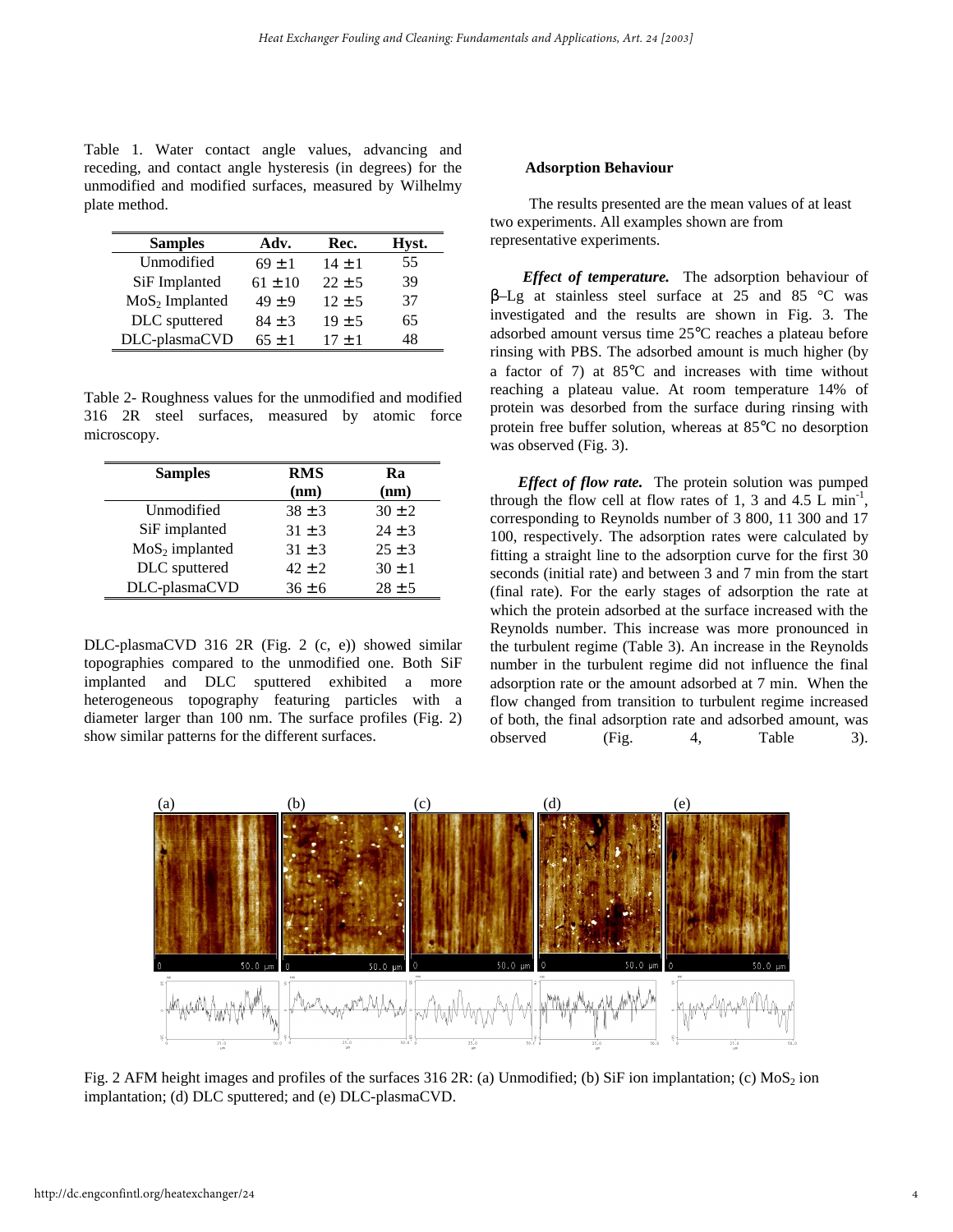Table 1. Water contact angle values, advancing and receding, and contact angle hysteresis (in degrees) for the unmodified and modified surfaces, measured by Wilhelmy plate method.

| Samples | Adv. | Rec. | Hyst. |
| --- | --- | --- | --- |
| Unmodified | 69 ± 1 | 14 ± 1 | 55 |
| SiF Implanted | 61 ± 10 | 22 ± 5 | 39 |
| $MoS_2$ Implanted | 49 ± 9 | 12 ± 5 | 37 |
| DLC sputtered | 84 ± 3 | 19 ± 5 | 65 |
| DLC-plasmaCVD | 65 ± 1 | 17 ± 1 | 48 |

Table 2- Roughness values for the unmodified and modified 316 2R steel surfaces, measured by atomic force microscopy.

| Samples | RMS (nm) | Ra (nm) |
| --- | --- | --- |
| Unmodified | 38 ± 3 | 30 ± 2 |
| SiF implanted | 31 ± 3 | 24 ± 3 |
| $MoS_2$ implanted | 31 ± 3 | 25 ± 3 |
| DLC sputtered | 42 ± 2 | 30 ± 1 |
| DLC-plasmaCVD | 36 ± 6 | 28 ± 5 |

DLC-plasmaCVD 316 2R (Fig. 2 (c, e)) showed similar topographies compared to the unmodified one. Both SiF implanted and DLC sputtered exhibited a more heterogeneous topography featuring particles with a diameter larger than 100 nm. The surface profiles (Fig. 2) show similar patterns for the different surfaces.

### Adsorption Behaviour

The results presented are the mean values of at least two experiments. All examples shown are from representative experiments.

***Effect of temperature.*** The adsorption behaviour of β–Lg at stainless steel surface at 25 and 85 °C was investigated and the results are shown in Fig. 3. The adsorbed amount versus time 25°C reaches a plateau before rinsing with PBS. The adsorbed amount is much higher (by a factor of 7) at 85°C and increases with time without reaching a plateau value. At room temperature 14% of protein was desorbed from the surface during rinsing with protein free buffer solution, whereas at 85°C no desorption was observed (Fig. 3).

***Effect of flow rate.*** The protein solution was pumped through the flow cell at flow rates of 1, 3 and 4.5 L $min^{-1}$, corresponding to Reynolds number of 3 800, 11 300 and 17 100, respectively. The adsorption rates were calculated by fitting a straight line to the adsorption curve for the first 30 seconds (initial rate) and between 3 and 7 min from the start (final rate). For the early stages of adsorption the rate at which the protein adsorbed at the surface increased with the Reynolds number. This increase was more pronounced in the turbulent regime (Table 3). An increase in the Reynolds number in the turbulent regime did not influence the final adsorption rate or the amount adsorbed at 7 min. When the flow changed from transition to turbulent regime increased of both, the final adsorption rate and adsorbed amount, was observed (Fig. 4, Table 3).

Fig. 2 AFM height images and profiles of the surfaces 316 2R: (a) Unmodified; (b) SiF ion implantation; (c) $MoS_2$ ion implantation; (d) DLC sputtered; and (e) DLC-plasmaCVD.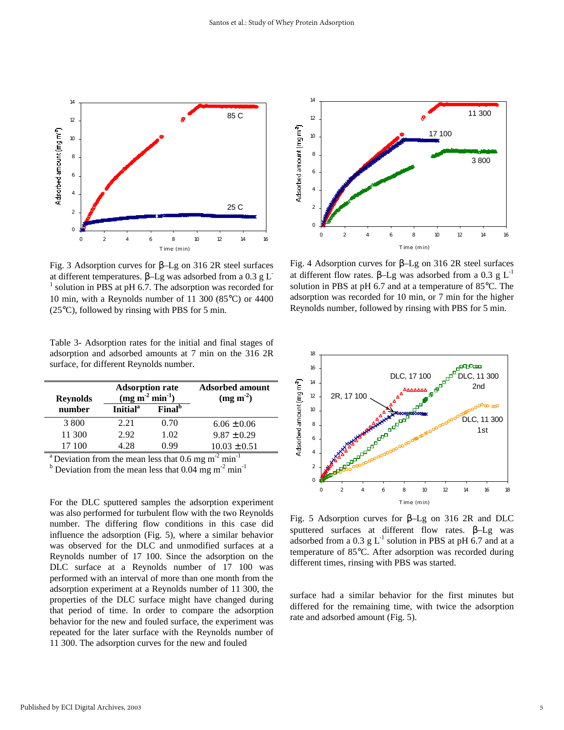Fig. 3 Adsorption curves for β–Lg on 316 2R steel surfaces at different temperatures. β–Lg was adsorbed from a 0.3 g $L^{-1}$ solution in PBS at pH 6.7. The adsorption was recorded for 10 min, with a Reynolds number of 11 300 (85°C) or 4400 (25°C), followed by rinsing with PBS for 5 min.

Fig. 4 Adsorption curves for β–Lg on 316 2R steel surfaces at different flow rates. β–Lg was adsorbed from a 0.3 g $L^{-1}$ solution in PBS at pH 6.7 and at a temperature of 85°C. The adsorption was recorded for 10 min, or 7 min for the higher Reynolds number, followed by rinsing with PBS for 5 min.

Table 3- Adsorption rates for the initial and final stages of adsorption and adsorbed amounts at 7 min on the 316 2R surface, for different Reynolds number.

| Reynolds number | Adsorption rate (mg $m^{-2}$ $min^{-1}$) | | Adsorbed amount (mg $m^{-2}$) |
|---|---|---|---|
| | Initial[a] | Final[b] | |
| 3 800 | 2.21 | 0.70 | 6.06 ± 0.06 |
| 11 300 | 2.92 | 1.02 | 9.87 ± 0.29 |
| 17 100 | 4.28 | 0.99 | 10.03 ± 0.51 |

[a] Deviation from the mean less that 0.6 mg $m^{-2}$ $min^{-1}$
[b] Deviation from the mean less that 0.04 mg $m^{-2}$ $min^{-1}$

For the DLC sputtered samples the adsorption experiment was also performed for turbulent flow with the two Reynolds number. The differing flow conditions in this case did influence the adsorption (Fig. 5), where a similar behavior was observed for the DLC and unmodified surfaces at a Reynolds number of 17 100. Since the adsorption on the DLC surface at a Reynolds number of 17 100 was performed with an interval of more than one month from the adsorption experiment at a Reynolds number of 11 300, the properties of the DLC surface might have changed during that period of time. In order to compare the adsorption behavior for the new and fouled surface, the experiment was repeated for the later surface with the Reynolds number of 11 300. The adsorption curves for the new and fouled surface had a similar behavior for the first minutes but differed for the remaining time, with twice the adsorption rate and adsorbed amount (Fig. 5).

Fig. 5 Adsorption curves for β–Lg on 316 2R and DLC sputtered surfaces at different flow rates. β–Lg was adsorbed from a 0.3 g $L^{-1}$ solution in PBS at pH 6.7 and at a temperature of 85°C. After adsorption was recorded during different times, rinsing with PBS was started.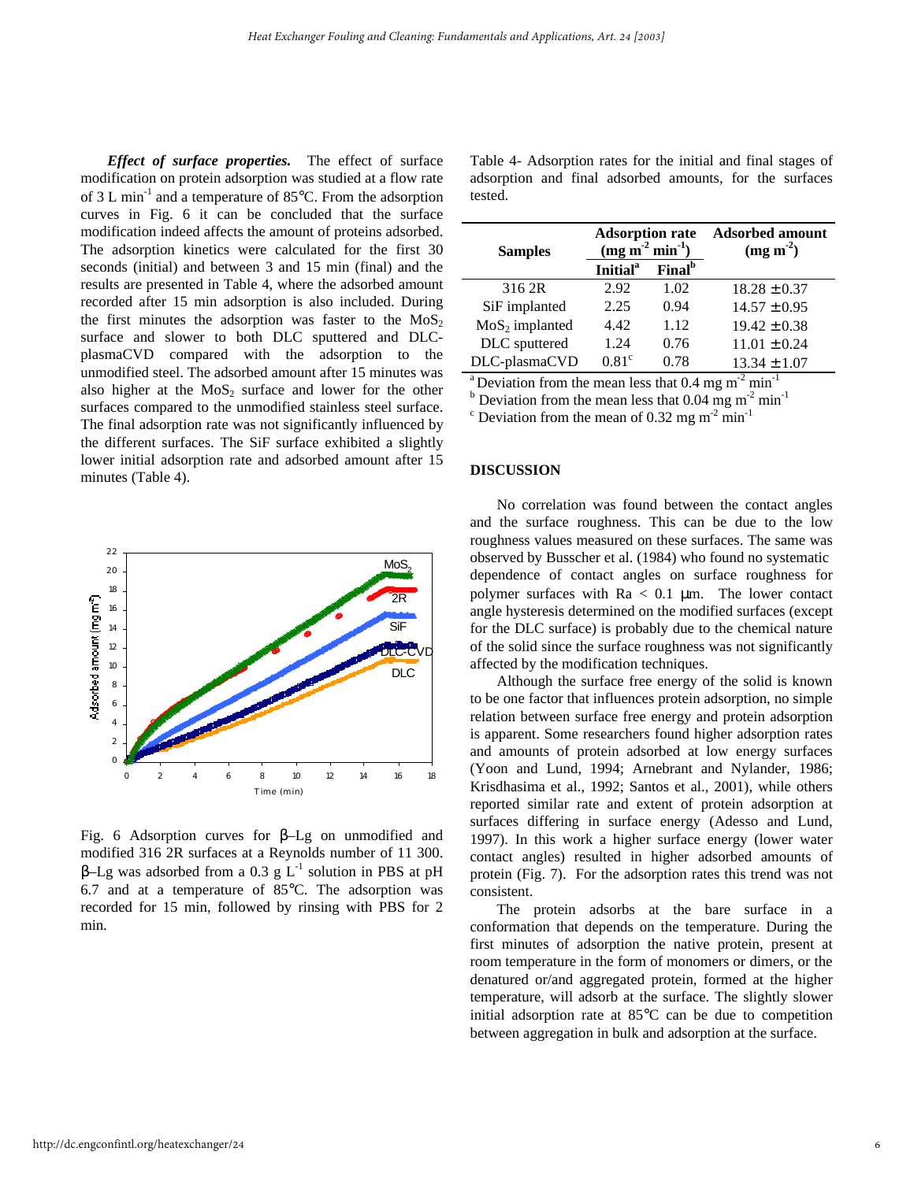***Effect of surface properties.*** The effect of surface modification on protein adsorption was studied at a flow rate of 3 L min$^{-1}$ and a temperature of 85°C. From the adsorption curves in Fig. 6 it can be concluded that the surface modification indeed affects the amount of proteins adsorbed. The adsorption kinetics were calculated for the first 30 seconds (initial) and between 3 and 15 min (final) and the results are presented in Table 4, where the adsorbed amount recorded after 15 min adsorption is also included. During the first minutes the adsorption was faster to the $MoS_2$ surface and slower to both DLC sputtered and DLC-plasmaCVD compared with the adsorption to the unmodified steel. The adsorbed amount after 15 minutes was also higher at the $MoS_2$ surface and lower for the other surfaces compared to the unmodified stainless steel surface. The final adsorption rate was not significantly influenced by the different surfaces. The SiF surface exhibited a slightly lower initial adsorption rate and adsorbed amount after 15 minutes (Table 4).

Fig. 6 Adsorption curves for β–Lg on unmodified and modified 316 2R surfaces at a Reynolds number of 11 300. β–Lg was adsorbed from a 0.3 g L$^{-1}$ solution in PBS at pH 6.7 and at a temperature of 85°C. The adsorption was recorded for 15 min, followed by rinsing with PBS for 2 min.

Table 4- Adsorption rates for the initial and final stages of adsorption and final adsorbed amounts, for the surfaces tested.

| Samples | Adsorption rate (mg m$^{-2}$ min$^{-1}$) | | Adsorbed amount (mg m$^{-2}$) |
|---|---|---|---|
| | Initial[a] | Final[b] | |
| 316 2R | 2.92 | 1.02 | 18.28 ± 0.37 |
| SiF implanted | 2.25 | 0.94 | 14.57 ± 0.95 |
| $MoS_2$ implanted | 4.42 | 1.12 | 19.42 ± 0.38 |
| DLC sputtered | 1.24 | 0.76 | 11.01 ± 0.24 |
| DLC-plasmaCVD | 0.81[c] | 0.78 | 13.34 ± 1.07 |

[a] Deviation from the mean less that 0.4 mg m$^{-2}$ min$^{-1}$
[b] Deviation from the mean less that 0.04 mg m$^{-2}$ min$^{-1}$
[c] Deviation from the mean of 0.32 mg m$^{-2}$ min$^{-1}$

## DISCUSSION

No correlation was found between the contact angles and the surface roughness. This can be due to the low roughness values measured on these surfaces. The same was observed by Busscher et al. (1984) who found no systematic dependence of contact angles on surface roughness for polymer surfaces with Ra < 0.1 μm. The lower contact angle hysteresis determined on the modified surfaces (except for the DLC surface) is probably due to the chemical nature of the solid since the surface roughness was not significantly affected by the modification techniques.

Although the surface free energy of the solid is known to be one factor that influences protein adsorption, no simple relation between surface free energy and protein adsorption is apparent. Some researchers found higher adsorption rates and amounts of protein adsorbed at low energy surfaces (Yoon and Lund, 1994; Arnebrant and Nylander, 1986; Krisdhasima et al., 1992; Santos et al., 2001), while others reported similar rate and extent of protein adsorption at surfaces differing in surface energy (Adesso and Lund, 1997). In this work a higher surface energy (lower water contact angles) resulted in higher adsorbed amounts of protein (Fig. 7). For the adsorption rates this trend was not consistent.

The protein adsorbs at the bare surface in a conformation that depends on the temperature. During the first minutes of adsorption the native protein, present at room temperature in the form of monomers or dimers, or the denatured or/and aggregated protein, formed at the higher temperature, will adsorb at the surface. The slightly slower initial adsorption rate at 85°C can be due to competition between aggregation in bulk and adsorption at the surface.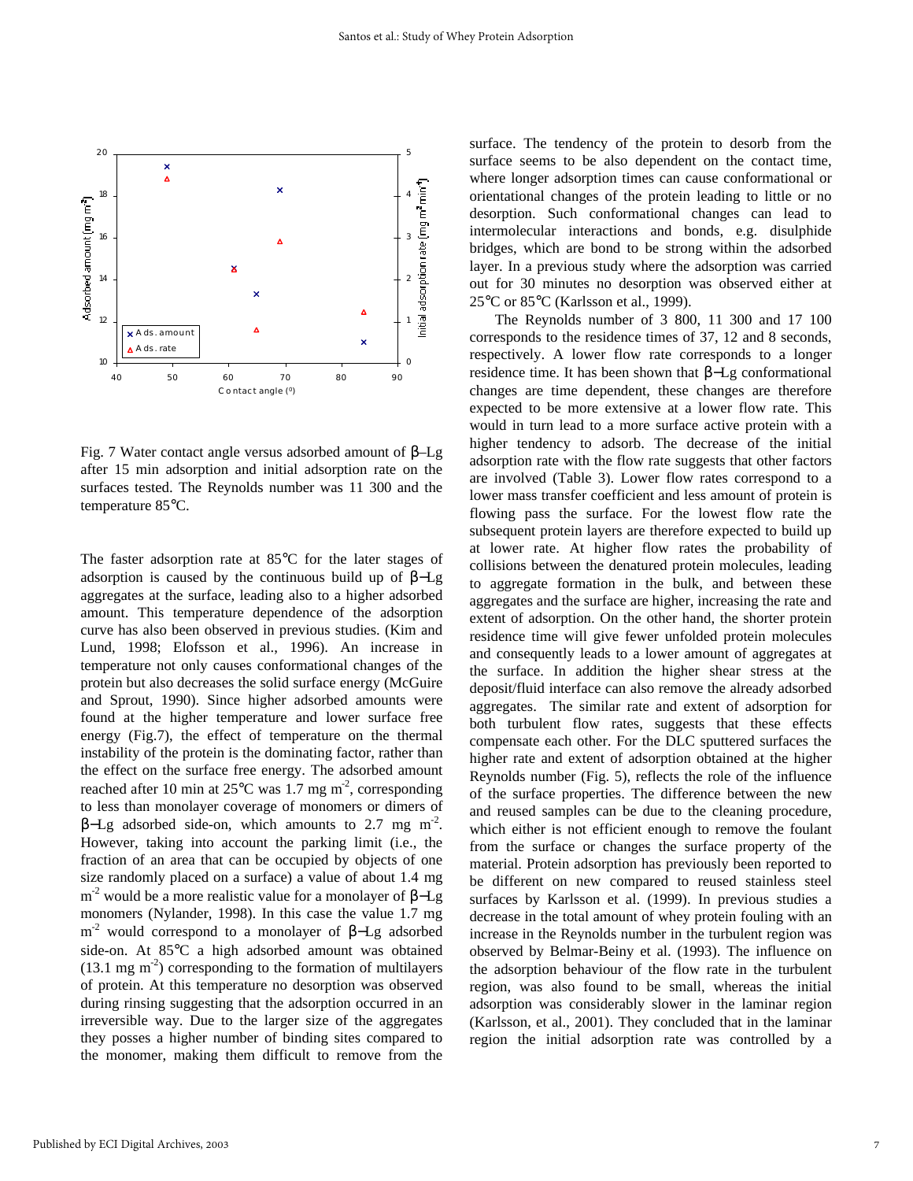Fig. 7 Water contact angle versus adsorbed amount of β–Lg after 15 min adsorption and initial adsorption rate on the surfaces tested. The Reynolds number was 11 300 and the temperature 85°C.

The faster adsorption rate at 85°C for the later stages of adsorption is caused by the continuous build up of β−Lg aggregates at the surface, leading also to a higher adsorbed amount. This temperature dependence of the adsorption curve has also been observed in previous studies. (Kim and Lund, 1998; Elofsson et al., 1996). An increase in temperature not only causes conformational changes of the protein but also decreases the solid surface energy (McGuire and Sprout, 1990). Since higher adsorbed amounts were found at the higher temperature and lower surface free energy (Fig.7), the effect of temperature on the thermal instability of the protein is the dominating factor, rather than the effect on the surface free energy. The adsorbed amount reached after 10 min at 25°C was 1.7 mg $m^{-2}$, corresponding to less than monolayer coverage of monomers or dimers of β−Lg adsorbed side-on, which amounts to 2.7 mg $m^{-2}$. However, taking into account the parking limit (i.e., the fraction of an area that can be occupied by objects of one size randomly placed on a surface) a value of about 1.4 mg $m^{-2}$ would be a more realistic value for a monolayer of β−Lg monomers (Nylander, 1998). In this case the value 1.7 mg $m^{-2}$ would correspond to a monolayer of β−Lg adsorbed side-on. At 85°C a high adsorbed amount was obtained (13.1 mg $m^{-2}$) corresponding to the formation of multilayers of protein. At this temperature no desorption was observed during rinsing suggesting that the adsorption occurred in an irreversible way. Due to the larger size of the aggregates they posses a higher number of binding sites compared to the monomer, making them difficult to remove from the surface. The tendency of the protein to desorb from the surface seems to be also dependent on the contact time, where longer adsorption times can cause conformational or orientational changes of the protein leading to little or no desorption. Such conformational changes can lead to intermolecular interactions and bonds, e.g. disulphide bridges, which are bond to be strong within the adsorbed layer. In a previous study where the adsorption was carried out for 30 minutes no desorption was observed either at 25°C or 85°C (Karlsson et al., 1999).

The Reynolds number of 3 800, 11 300 and 17 100 corresponds to the residence times of 37, 12 and 8 seconds, respectively. A lower flow rate corresponds to a longer residence time. It has been shown that β−Lg conformational changes are time dependent, these changes are therefore expected to be more extensive at a lower flow rate. This would in turn lead to a more surface active protein with a higher tendency to adsorb. The decrease of the initial adsorption rate with the flow rate suggests that other factors are involved (Table 3). Lower flow rates correspond to a lower mass transfer coefficient and less amount of protein is flowing pass the surface. For the lowest flow rate the subsequent protein layers are therefore expected to build up at lower rate. At higher flow rates the probability of collisions between the denatured protein molecules, leading to aggregate formation in the bulk, and between these aggregates and the surface are higher, increasing the rate and extent of adsorption. On the other hand, the shorter protein residence time will give fewer unfolded protein molecules and consequently leads to a lower amount of aggregates at the surface. In addition the higher shear stress at the deposit/fluid interface can also remove the already adsorbed aggregates. The similar rate and extent of adsorption for both turbulent flow rates, suggests that these effects compensate each other. For the DLC sputtered surfaces the higher rate and extent of adsorption obtained at the higher Reynolds number (Fig. 5), reflects the role of the influence of the surface properties. The difference between the new and reused samples can be due to the cleaning procedure, which either is not efficient enough to remove the foulant from the surface or changes the surface property of the material. Protein adsorption has previously been reported to be different on new compared to reused stainless steel surfaces by Karlsson et al. (1999). In previous studies a decrease in the total amount of whey protein fouling with an increase in the Reynolds number in the turbulent region was observed by Belmar-Beiny et al. (1993). The influence on the adsorption behaviour of the flow rate in the turbulent region, was also found to be small, whereas the initial adsorption was considerably slower in the laminar region (Karlsson, et al., 2001). They concluded that in the laminar region the initial adsorption rate was controlled by a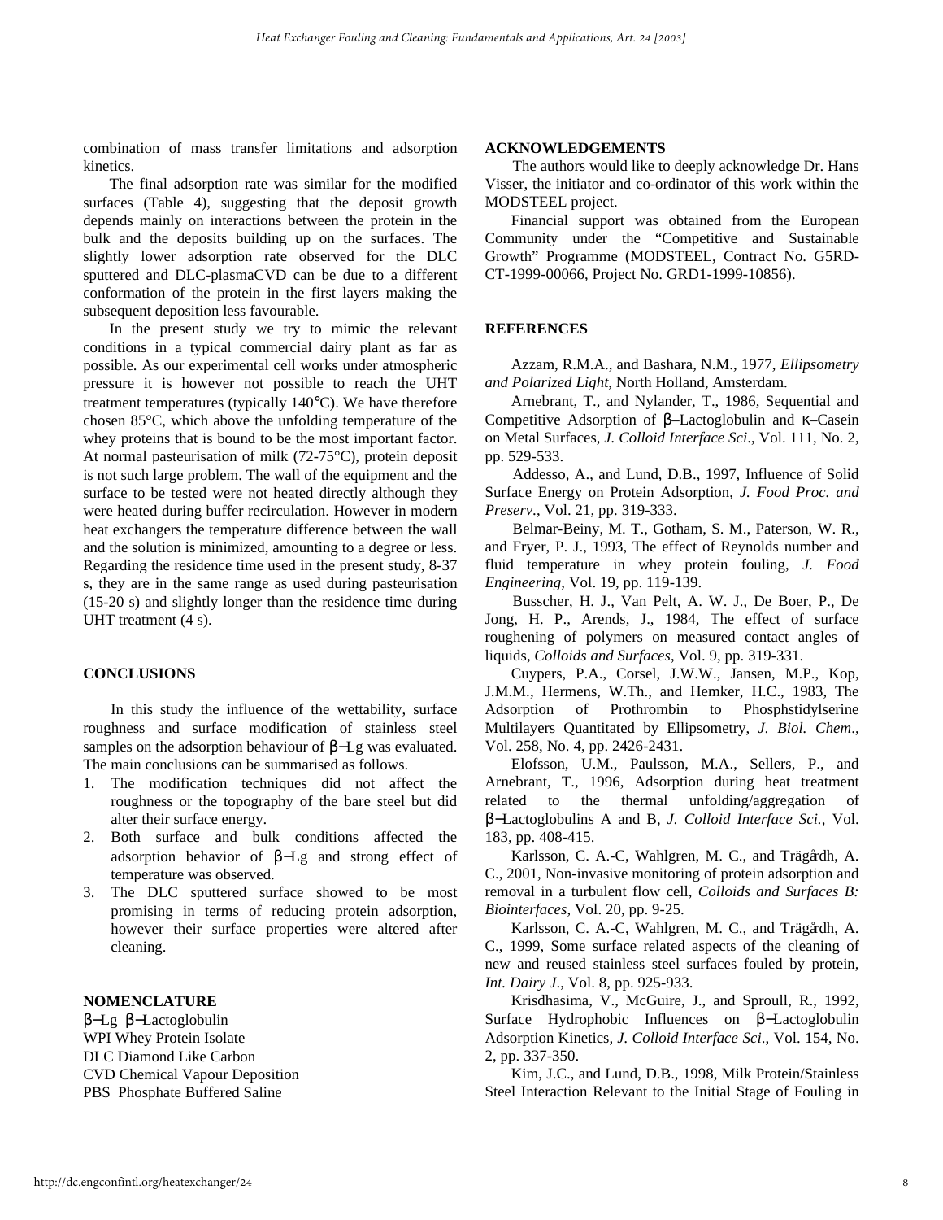combination of mass transfer limitations and adsorption kinetics.

The final adsorption rate was similar for the modified surfaces (Table 4), suggesting that the deposit growth depends mainly on interactions between the protein in the bulk and the deposits building up on the surfaces. The slightly lower adsorption rate observed for the DLC sputtered and DLC-plasmaCVD can be due to a different conformation of the protein in the first layers making the subsequent deposition less favourable.

In the present study we try to mimic the relevant conditions in a typical commercial dairy plant as far as possible. As our experimental cell works under atmospheric pressure it is however not possible to reach the UHT treatment temperatures (typically 140°C). We have therefore chosen 85°C, which above the unfolding temperature of the whey proteins that is bound to be the most important factor. At normal pasteurisation of milk (72-75°C), protein deposit is not such large problem. The wall of the equipment and the surface to be tested were not heated directly although they were heated during buffer recirculation. However in modern heat exchangers the temperature difference between the wall and the solution is minimized, amounting to a degree or less. Regarding the residence time used in the present study, 8-37 s, they are in the same range as used during pasteurisation (15-20 s) and slightly longer than the residence time during UHT treatment (4 s).

## CONCLUSIONS

In this study the influence of the wettability, surface roughness and surface modification of stainless steel samples on the adsorption behaviour of β−Lg was evaluated. The main conclusions can be summarised as follows.

1. The modification techniques did not affect the roughness or the topography of the bare steel but did alter their surface energy.
2. Both surface and bulk conditions affected the adsorption behavior of β−Lg and strong effect of temperature was observed.
3. The DLC sputtered surface showed to be most promising in terms of reducing protein adsorption, however their surface properties were altered after cleaning.

## NOMENCLATURE

β−Lg β−Lactoglobulin
WPI Whey Protein Isolate
DLC Diamond Like Carbon
CVD Chemical Vapour Deposition
PBS Phosphate Buffered Saline

## ACKNOWLEDGEMENTS

The authors would like to deeply acknowledge Dr. Hans Visser, the initiator and co-ordinator of this work within the MODSTEEL project.

Financial support was obtained from the European Community under the "Competitive and Sustainable Growth" Programme (MODSTEEL, Contract No. G5RD-CT-1999-00066, Project No. GRD1-1999-10856).

## REFERENCES

Azzam, R.M.A., and Bashara, N.M., 1977, *Ellipsometry and Polarized Light*, North Holland, Amsterdam.

Arnebrant, T., and Nylander, T., 1986, Sequential and Competitive Adsorption of β–Lactoglobulin and κ–Casein on Metal Surfaces, *J. Colloid Interface Sci*., Vol. 111, No. 2, pp. 529-533.

Addesso, A., and Lund, D.B., 1997, Influence of Solid Surface Energy on Protein Adsorption, *J. Food Proc. and Preserv*., Vol. 21, pp. 319-333.

Belmar-Beiny, M. T., Gotham, S. M., Paterson, W. R., and Fryer, P. J., 1993, The effect of Reynolds number and fluid temperature in whey protein fouling, *J. Food Engineering*, Vol. 19, pp. 119-139.

Busscher, H. J., Van Pelt, A. W. J., De Boer, P., De Jong, H. P., Arends, J., 1984, The effect of surface roughening of polymers on measured contact angles of liquids, *Colloids and Surfaces*, Vol. 9, pp. 319-331.

Cuypers, P.A., Corsel, J.W.W., Jansen, M.P., Kop, J.M.M., Hermens, W.Th., and Hemker, H.C., 1983, The Adsorption of Prothrombin to Phosphstidylserine Multilayers Quantitated by Ellipsometry, *J. Biol. Chem*., Vol. 258, No. 4, pp. 2426-2431.

Elofsson, U.M., Paulsson, M.A., Sellers, P., and Arnebrant, T., 1996, Adsorption during heat treatment related to the thermal unfolding/aggregation of β−Lactoglobulins A and B, *J. Colloid Interface Sci.*, Vol. 183, pp. 408-415.

Karlsson, C. A.-C, Wahlgren, M. C., and Trägårdh, A. C., 2001, Non-invasive monitoring of protein adsorption and removal in a turbulent flow cell, *Colloids and Surfaces B: Biointerfaces*, Vol. 20, pp. 9-25.

Karlsson, C. A.-C, Wahlgren, M. C., and Trägårdh, A. C., 1999, Some surface related aspects of the cleaning of new and reused stainless steel surfaces fouled by protein, *Int. Dairy J*., Vol. 8, pp. 925-933.

Krisdhasima, V., McGuire, J., and Sproull, R., 1992, Surface Hydrophobic Influences on β−Lactoglobulin Adsorption Kinetics, *J. Colloid Interface Sci*., Vol. 154, No. 2, pp. 337-350.

Kim, J.C., and Lund, D.B., 1998, Milk Protein/Stainless Steel Interaction Relevant to the Initial Stage of Fouling in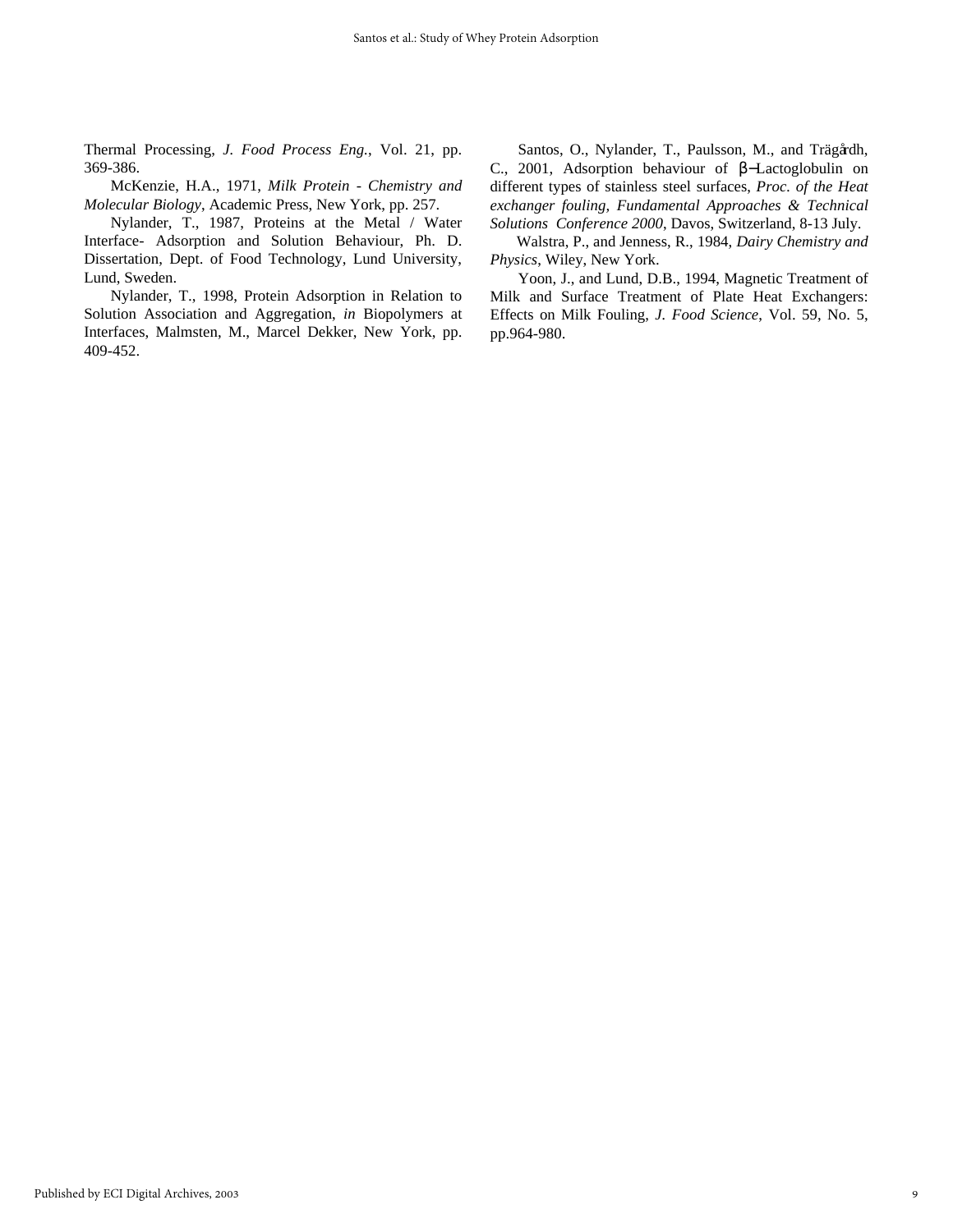Thermal Processing, *J. Food Process Eng.*, Vol. 21, pp. 369-386.

McKenzie, H.A., 1971, *Milk Protein - Chemistry and Molecular Biology*, Academic Press, New York, pp. 257.

Nylander, T., 1987, Proteins at the Metal / Water Interface- Adsorption and Solution Behaviour, Ph. D. Dissertation, Dept. of Food Technology, Lund University, Lund, Sweden.

Nylander, T., 1998, Protein Adsorption in Relation to Solution Association and Aggregation, *in* Biopolymers at Interfaces, Malmsten, M., Marcel Dekker, New York, pp. 409-452.

Santos, O., Nylander, T., Paulsson, M., and Trägårdh, C., 2001, Adsorption behaviour of β−Lactoglobulin on different types of stainless steel surfaces, *Proc. of the Heat exchanger fouling, Fundamental Approaches & Technical Solutions Conference 2000*, Davos, Switzerland, 8-13 July.

Walstra, P., and Jenness, R., 1984, *Dairy Chemistry and Physics*, Wiley, New York.

Yoon, J., and Lund, D.B., 1994, Magnetic Treatment of Milk and Surface Treatment of Plate Heat Exchangers: Effects on Milk Fouling, *J. Food Science*, Vol. 59, No. 5, pp.964-980.